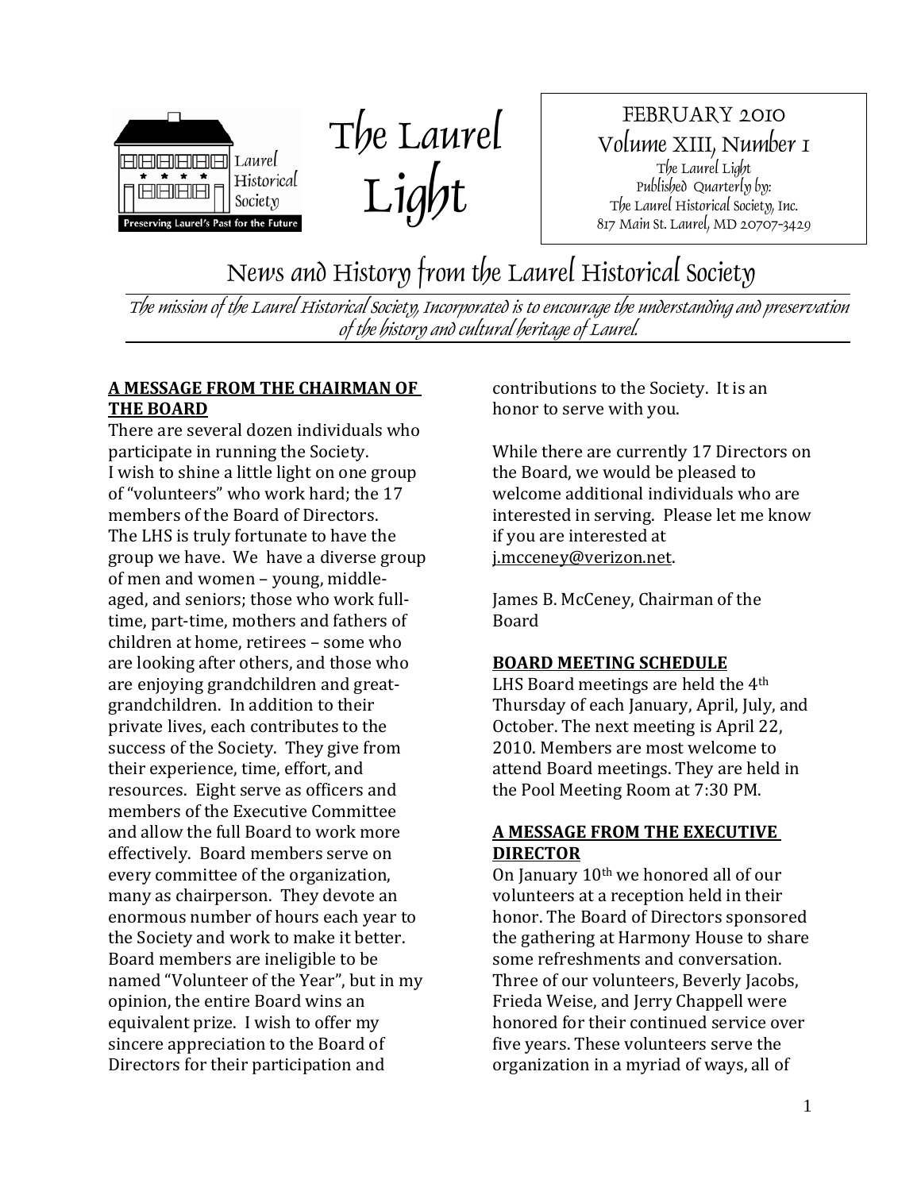Laurel Historical Society

Preserving Laurel's Past for the Future

# The Laurel Light

FEBRUARY 2010
Volume XIII, Number 1
The Laurel Light
Published Quarterly by:
The Laurel Historical Society, Inc.
817 Main St. Laurel, MD 20707-3429

## News and History from the Laurel Historical Society

*The mission of the Laurel Historical Society, Incorporated is to encourage the understanding and preservation of the history and cultural heritage of Laurel.*

### A MESSAGE FROM THE CHAIRMAN OF THE BOARD

There are several dozen individuals who participate in running the Society. I wish to shine a little light on one group of "volunteers" who work hard; the 17 members of the Board of Directors. The LHS is truly fortunate to have the group we have. We have a diverse group of men and women – young, middle-aged, and seniors; those who work full-time, part-time, mothers and fathers of children at home, retirees – some who are looking after others, and those who are enjoying grandchildren and great-grandchildren. In addition to their private lives, each contributes to the success of the Society. They give from their experience, time, effort, and resources. Eight serve as officers and members of the Executive Committee and allow the full Board to work more effectively. Board members serve on every committee of the organization, many as chairperson. They devote an enormous number of hours each year to the Society and work to make it better. Board members are ineligible to be named "Volunteer of the Year", but in my opinion, the entire Board wins an equivalent prize. I wish to offer my sincere appreciation to the Board of Directors for their participation and contributions to the Society. It is an honor to serve with you.

While there are currently 17 Directors on the Board, we would be pleased to welcome additional individuals who are interested in serving. Please let me know if you are interested at j.mcceney@verizon.net.

James B. McCeney, Chairman of the Board

### BOARD MEETING SCHEDULE

LHS Board meetings are held the 4th Thursday of each January, April, July, and October. The next meeting is April 22, 2010. Members are most welcome to attend Board meetings. They are held in the Pool Meeting Room at 7:30 PM.

### A MESSAGE FROM THE EXECUTIVE DIRECTOR

On January 10th we honored all of our volunteers at a reception held in their honor. The Board of Directors sponsored the gathering at Harmony House to share some refreshments and conversation. Three of our volunteers, Beverly Jacobs, Frieda Weise, and Jerry Chappell were honored for their continued service over five years. These volunteers serve the organization in a myriad of ways, all of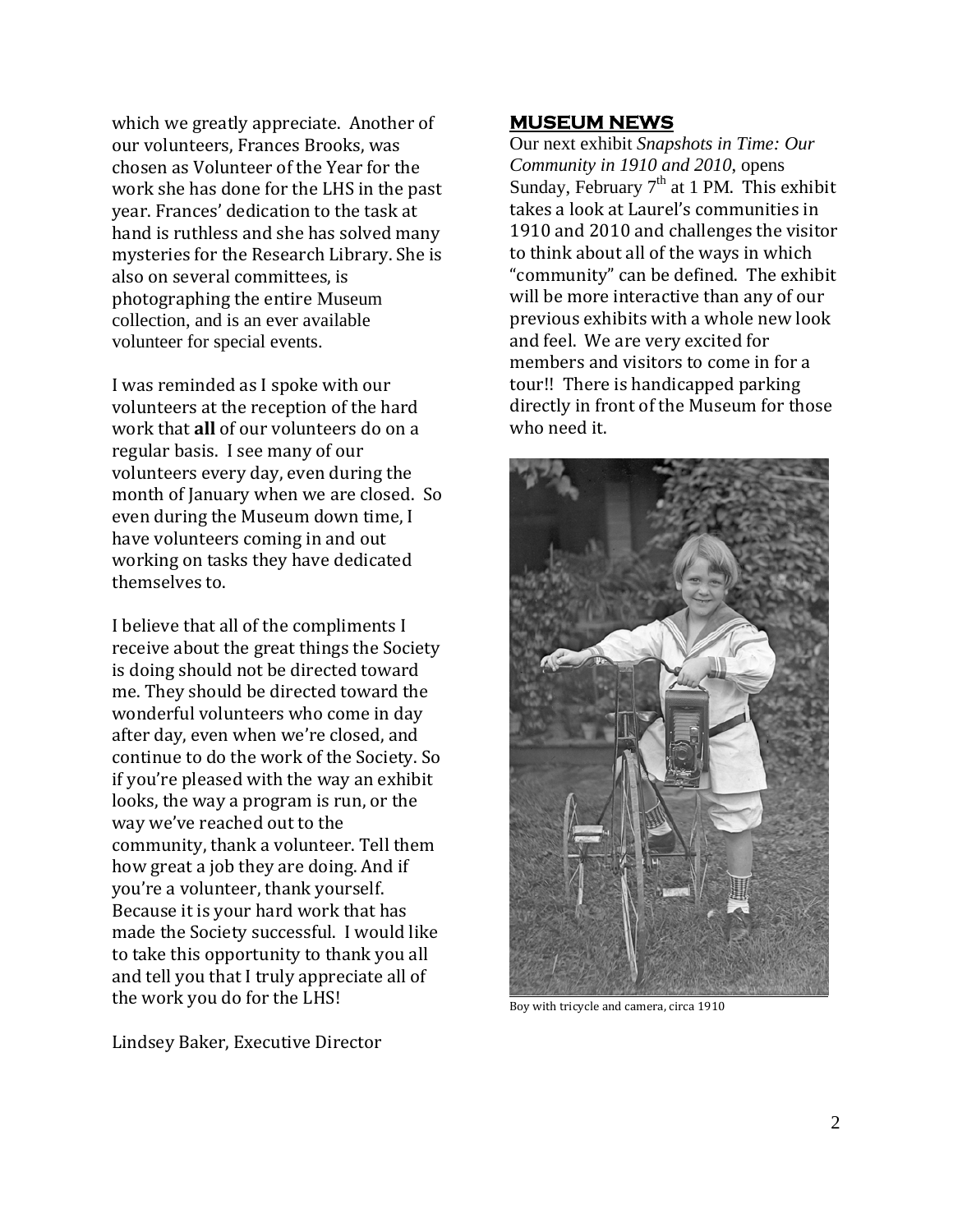which we greatly appreciate. Another of our volunteers, Frances Brooks, was chosen as Volunteer of the Year for the work she has done for the LHS in the past year. Frances' dedication to the task at hand is ruthless and she has solved many mysteries for the Research Library. She is also on several committees, is photographing the entire Museum collection, and is an ever available volunteer for special events.

I was reminded as I spoke with our volunteers at the reception of the hard work that **all** of our volunteers do on a regular basis. I see many of our volunteers every day, even during the month of January when we are closed. So even during the Museum down time, I have volunteers coming in and out working on tasks they have dedicated themselves to.

I believe that all of the compliments I receive about the great things the Society is doing should not be directed toward me. They should be directed toward the wonderful volunteers who come in day after day, even when we're closed, and continue to do the work of the Society. So if you're pleased with the way an exhibit looks, the way a program is run, or the way we've reached out to the community, thank a volunteer. Tell them how great a job they are doing. And if you're a volunteer, thank yourself. Because it is your hard work that has made the Society successful. I would like to take this opportunity to thank you all and tell you that I truly appreciate all of the work you do for the LHS!

Lindsey Baker, Executive Director

## MUSEUM NEWS

Our next exhibit *Snapshots in Time: Our Community in 1910 and 2010*, opens Sunday, February 7th at 1 PM. This exhibit takes a look at Laurel's communities in 1910 and 2010 and challenges the visitor to think about all of the ways in which "community" can be defined. The exhibit will be more interactive than any of our previous exhibits with a whole new look and feel. We are very excited for members and visitors to come in for a tour!! There is handicapped parking directly in front of the Museum for those who need it.

Boy with tricycle and camera, circa 1910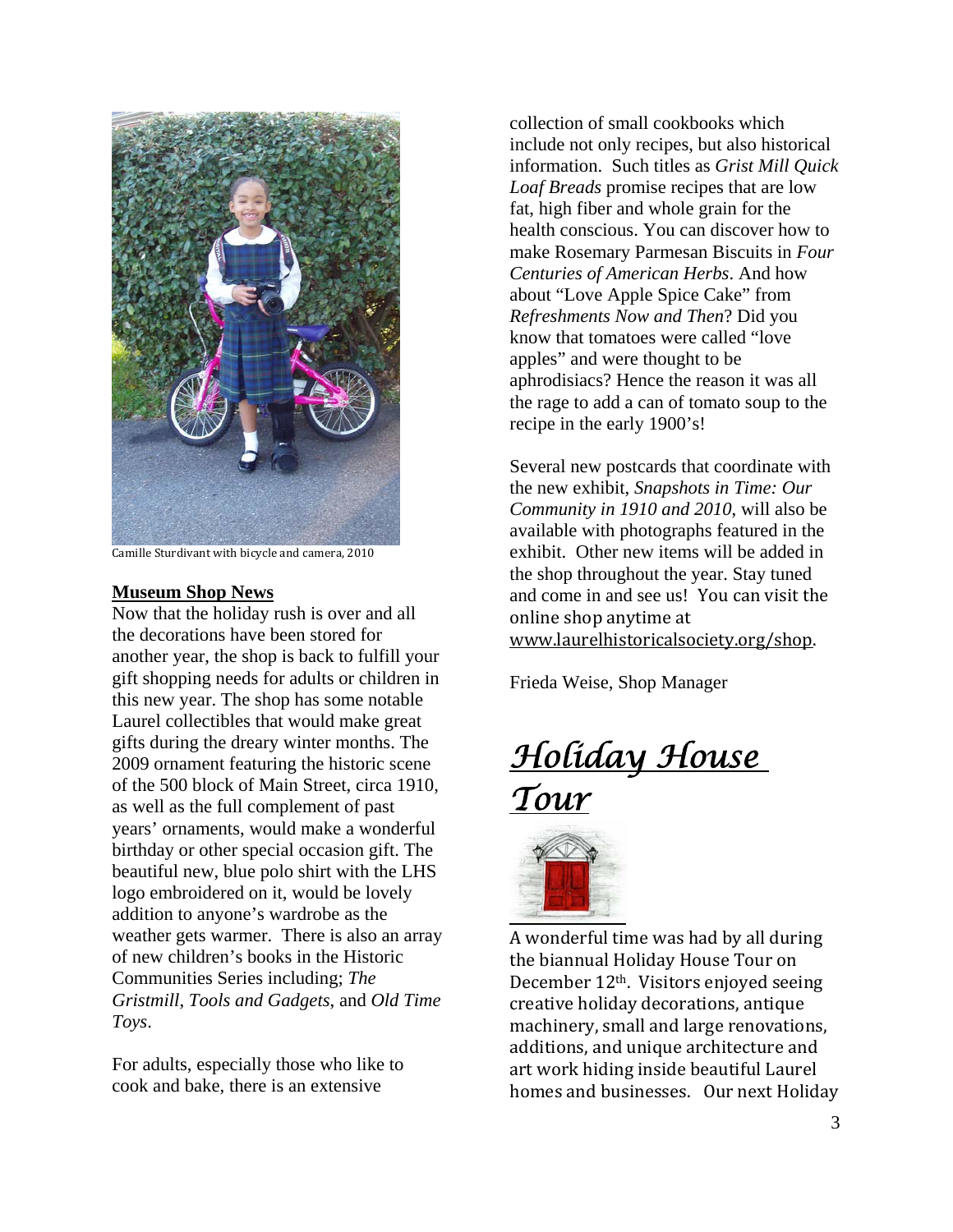Camille Sturdivant with bicycle and camera, 2010

**Museum Shop News**

Now that the holiday rush is over and all the decorations have been stored for another year, the shop is back to fulfill your gift shopping needs for adults or children in this new year. The shop has some notable Laurel collectibles that would make great gifts during the dreary winter months. The 2009 ornament featuring the historic scene of the 500 block of Main Street, circa 1910, as well as the full complement of past years' ornaments, would make a wonderful birthday or other special occasion gift. The beautiful new, blue polo shirt with the LHS logo embroidered on it, would be lovely addition to anyone's wardrobe as the weather gets warmer. There is also an array of new children's books in the Historic Communities Series including; *The Gristmill*, *Tools and Gadgets*, and *Old Time Toys*.

For adults, especially those who like to cook and bake, there is an extensive collection of small cookbooks which include not only recipes, but also historical information. Such titles as *Grist Mill Quick Loaf Breads* promise recipes that are low fat, high fiber and whole grain for the health conscious. You can discover how to make Rosemary Parmesan Biscuits in *Four Centuries of American Herbs*. And how about "Love Apple Spice Cake" from *Refreshments Now and Then*? Did you know that tomatoes were called "love apples" and were thought to be aphrodisiacs? Hence the reason it was all the rage to add a can of tomato soup to the recipe in the early 1900's!

Several new postcards that coordinate with the new exhibit, *Snapshots in Time: Our Community in 1910 and 2010*, will also be available with photographs featured in the exhibit. Other new items will be added in the shop throughout the year. Stay tuned and come in and see us! You can visit the online shop anytime at www.laurelhistoricalsociety.org/shop.

Frieda Weise, Shop Manager

## *Holiday House Tour*

A wonderful time was had by all during the biannual Holiday House Tour on December 12th. Visitors enjoyed seeing creative holiday decorations, antique machinery, small and large renovations, additions, and unique architecture and art work hiding inside beautiful Laurel homes and businesses. Our next Holiday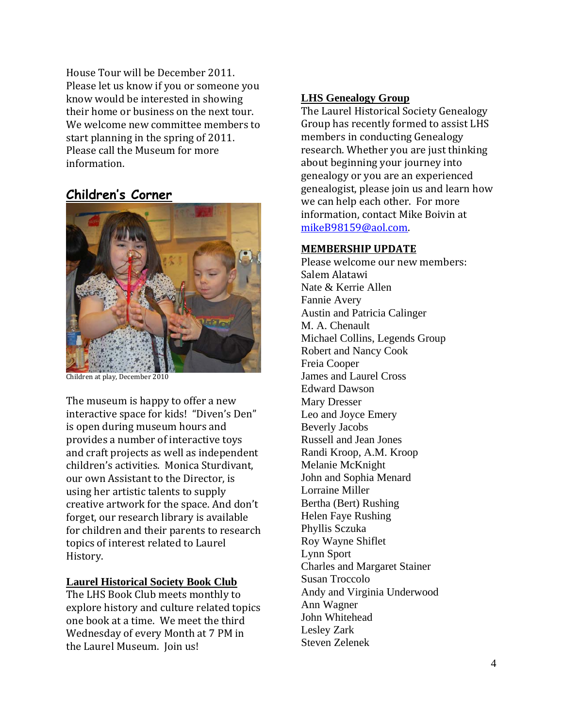House Tour will be December 2011. Please let us know if you or someone you know would be interested in showing their home or business on the next tour. We welcome new committee members to start planning in the spring of 2011. Please call the Museum for more information.

## Children's Corner

Children at play, December 2010

The museum is happy to offer a new interactive space for kids! "Diven's Den" is open during museum hours and provides a number of interactive toys and craft projects as well as independent children's activities. Monica Sturdivant, our own Assistant to the Director, is using her artistic talents to supply creative artwork for the space. And don't forget, our research library is available for children and their parents to research topics of interest related to Laurel History.

### Laurel Historical Society Book Club

The LHS Book Club meets monthly to explore history and culture related topics one book at a time. We meet the third Wednesday of every Month at 7 PM in the Laurel Museum. Join us!

### LHS Genealogy Group

The Laurel Historical Society Genealogy Group has recently formed to assist LHS members in conducting Genealogy research. Whether you are just thinking about beginning your journey into genealogy or you are an experienced genealogist, please join us and learn how we can help each other. For more information, contact Mike Boivin at mikeB98159@aol.com.

### MEMBERSHIP UPDATE

Please welcome our new members:

Salem Alatawi
Nate & Kerrie Allen
Fannie Avery
Austin and Patricia Calinger
M. A. Chenault
Michael Collins, Legends Group
Robert and Nancy Cook
Freia Cooper
James and Laurel Cross
Edward Dawson
Mary Dresser
Leo and Joyce Emery
Beverly Jacobs
Russell and Jean Jones
Randi Kroop, A.M. Kroop
Melanie McKnight
John and Sophia Menard
Lorraine Miller
Bertha (Bert) Rushing
Helen Faye Rushing
Phyllis Sczuka
Roy Wayne Shiflet
Lynn Sport
Charles and Margaret Stainer
Susan Troccolo
Andy and Virginia Underwood
Ann Wagner
John Whitehead
Lesley Zark
Steven Zelenek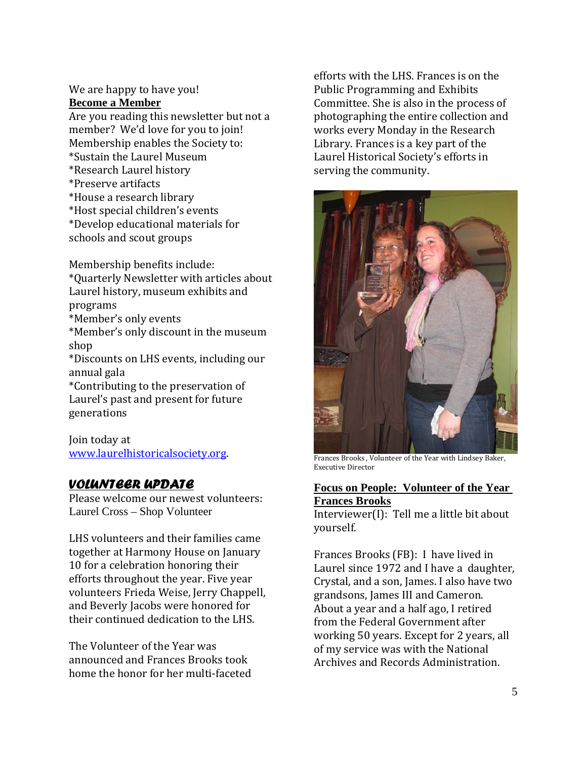We are happy to have you!

**Become a Member**

Are you reading this newsletter but not a member? We'd love for you to join! Membership enables the Society to:

*Sustain the Laurel Museum
*Research Laurel history
*Preserve artifacts
*House a research library
*Host special children's events
*Develop educational materials for schools and scout groups

Membership benefits include:

*Quarterly Newsletter with articles about Laurel history, museum exhibits and programs
*Member's only events
*Member's only discount in the museum shop
*Discounts on LHS events, including our annual gala
*Contributing to the preservation of Laurel's past and present for future generations

Join today at [www.laurelhistoricalsociety.org](http://www.laurelhistoricalsociety.org).

## *VOLUNTEER UPDATE*

Please welcome our newest volunteers:
Laurel Cross – Shop Volunteer

LHS volunteers and their families came together at Harmony House on January 10 for a celebration honoring their efforts throughout the year. Five year volunteers Frieda Weise, Jerry Chappell, and Beverly Jacobs were honored for their continued dedication to the LHS.

The Volunteer of the Year was announced and Frances Brooks took home the honor for her multi-faceted efforts with the LHS. Frances is on the Public Programming and Exhibits Committee. She is also in the process of photographing the entire collection and works every Monday in the Research Library. Frances is a key part of the Laurel Historical Society's efforts in serving the community.

Frances Brooks , Volunteer of the Year with Lindsey Baker, Executive Director

**Focus on People: Volunteer of the Year Frances Brooks**

Interviewer(I): Tell me a little bit about yourself.

Frances Brooks (FB): I have lived in Laurel since 1972 and I have a daughter, Crystal, and a son, James. I also have two grandsons, James III and Cameron. About a year and a half ago, I retired from the Federal Government after working 50 years. Except for 2 years, all of my service was with the National Archives and Records Administration.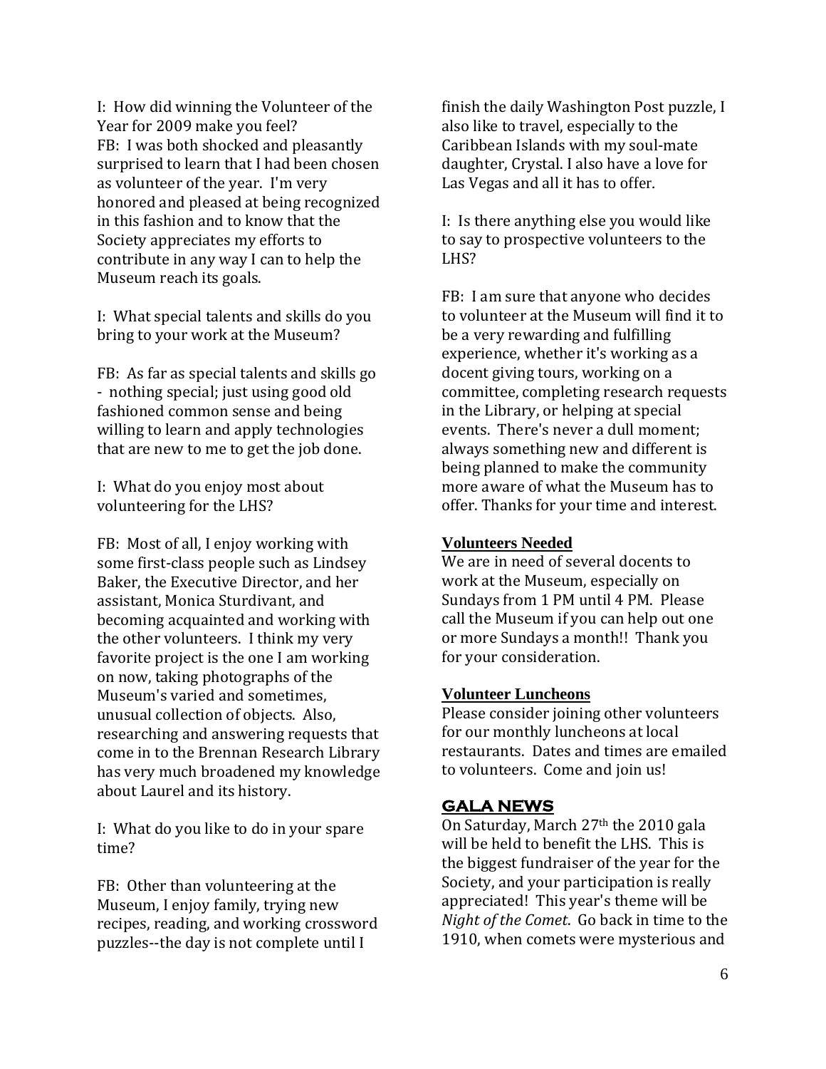I: How did winning the Volunteer of the Year for 2009 make you feel?
FB: I was both shocked and pleasantly surprised to learn that I had been chosen as volunteer of the year. I'm very honored and pleased at being recognized in this fashion and to know that the Society appreciates my efforts to contribute in any way I can to help the Museum reach its goals.

I: What special talents and skills do you bring to your work at the Museum?

FB: As far as special talents and skills go - nothing special; just using good old fashioned common sense and being willing to learn and apply technologies that are new to me to get the job done.

I: What do you enjoy most about volunteering for the LHS?

FB: Most of all, I enjoy working with some first-class people such as Lindsey Baker, the Executive Director, and her assistant, Monica Sturdivant, and becoming acquainted and working with the other volunteers. I think my very favorite project is the one I am working on now, taking photographs of the Museum's varied and sometimes, unusual collection of objects. Also, researching and answering requests that come in to the Brennan Research Library has very much broadened my knowledge about Laurel and its history.

I: What do you like to do in your spare time?

FB: Other than volunteering at the Museum, I enjoy family, trying new recipes, reading, and working crossword puzzles--the day is not complete until I finish the daily Washington Post puzzle, I also like to travel, especially to the Caribbean Islands with my soul-mate daughter, Crystal. I also have a love for Las Vegas and all it has to offer.

I: Is there anything else you would like to say to prospective volunteers to the LHS?

FB: I am sure that anyone who decides to volunteer at the Museum will find it to be a very rewarding and fulfilling experience, whether it's working as a docent giving tours, working on a committee, completing research requests in the Library, or helping at special events. There's never a dull moment; always something new and different is being planned to make the community more aware of what the Museum has to offer. Thanks for your time and interest.

### Volunteers Needed

We are in need of several docents to work at the Museum, especially on Sundays from 1 PM until 4 PM. Please call the Museum if you can help out one or more Sundays a month!! Thank you for your consideration.

### Volunteer Luncheons

Please consider joining other volunteers for our monthly luncheons at local restaurants. Dates and times are emailed to volunteers. Come and join us!

## GALA NEWS

On Saturday, March 27th the 2010 gala will be held to benefit the LHS. This is the biggest fundraiser of the year for the Society, and your participation is really appreciated! This year's theme will be *Night of the Comet*. Go back in time to the 1910, when comets were mysterious and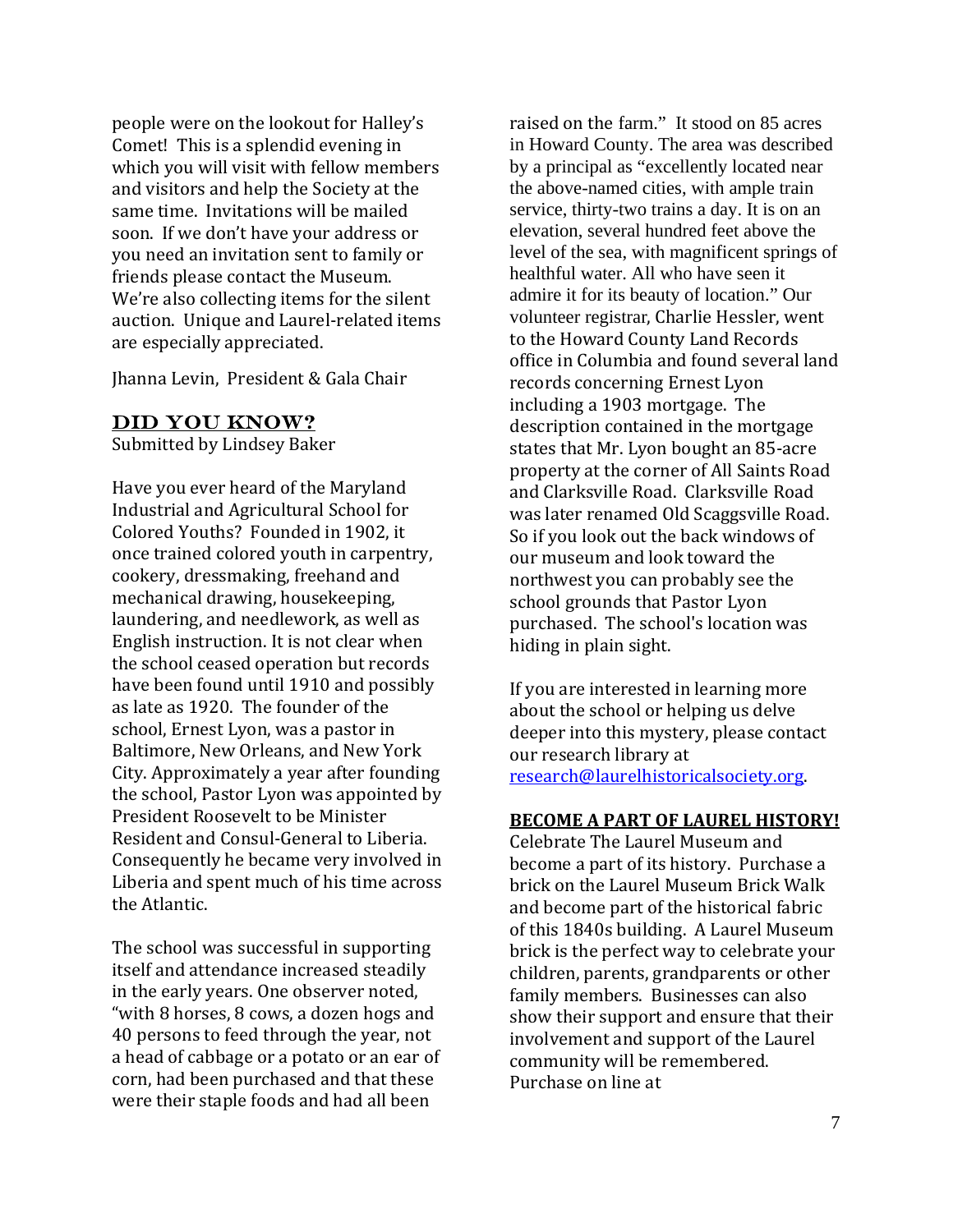people were on the lookout for Halley's Comet! This is a splendid evening in which you will visit with fellow members and visitors and help the Society at the same time. Invitations will be mailed soon. If we don't have your address or you need an invitation sent to family or friends please contact the Museum. We're also collecting items for the silent auction. Unique and Laurel-related items are especially appreciated.

Jhanna Levin, President & Gala Chair

## DID YOU KNOW?

Submitted by Lindsey Baker

Have you ever heard of the Maryland Industrial and Agricultural School for Colored Youths? Founded in 1902, it once trained colored youth in carpentry, cookery, dressmaking, freehand and mechanical drawing, housekeeping, laundering, and needlework, as well as English instruction. It is not clear when the school ceased operation but records have been found until 1910 and possibly as late as 1920. The founder of the school, Ernest Lyon, was a pastor in Baltimore, New Orleans, and New York City. Approximately a year after founding the school, Pastor Lyon was appointed by President Roosevelt to be Minister Resident and Consul-General to Liberia. Consequently he became very involved in Liberia and spent much of his time across the Atlantic.

The school was successful in supporting itself and attendance increased steadily in the early years. One observer noted, "with 8 horses, 8 cows, a dozen hogs and 40 persons to feed through the year, not a head of cabbage or a potato or an ear of corn, had been purchased and that these were their staple foods and had all been raised on the farm." It stood on 85 acres in Howard County. The area was described by a principal as "excellently located near the above-named cities, with ample train service, thirty-two trains a day. It is on an elevation, several hundred feet above the level of the sea, with magnificent springs of healthful water. All who have seen it admire it for its beauty of location." Our volunteer registrar, Charlie Hessler, went to the Howard County Land Records office in Columbia and found several land records concerning Ernest Lyon including a 1903 mortgage. The description contained in the mortgage states that Mr. Lyon bought an 85-acre property at the corner of All Saints Road and Clarksville Road. Clarksville Road was later renamed Old Scaggsville Road. So if you look out the back windows of our museum and look toward the northwest you can probably see the school grounds that Pastor Lyon purchased. The school's location was hiding in plain sight.

If you are interested in learning more about the school or helping us delve deeper into this mystery, please contact our research library at [research@laurelhistoricalsociety.org](mailto:research@laurelhistoricalsociety.org).

**BECOME A PART OF LAUREL HISTORY!**

Celebrate The Laurel Museum and become a part of its history. Purchase a brick on the Laurel Museum Brick Walk and become part of the historical fabric of this 1840s building. A Laurel Museum brick is the perfect way to celebrate your children, parents, grandparents or other family members. Businesses can also show their support and ensure that their involvement and support of the Laurel community will be remembered. Purchase on line at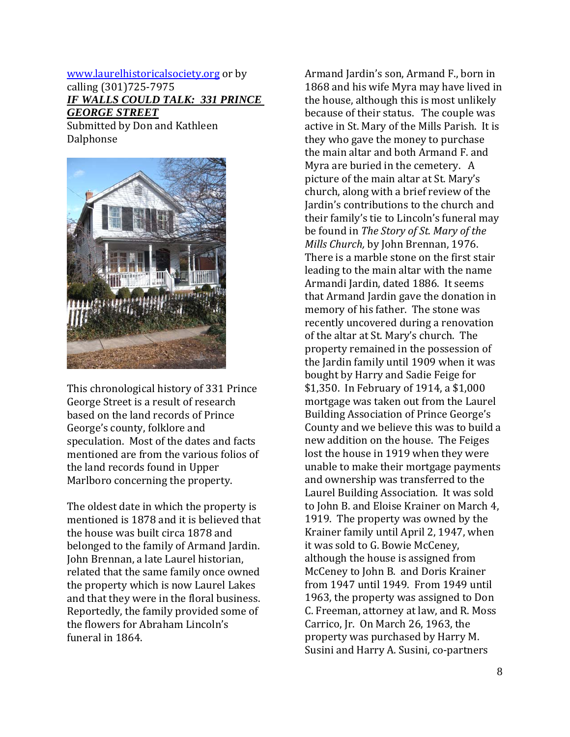www.laurelhistoricalsociety.org or by calling (301)725-7975

## *IF WALLS COULD TALK: 331 PRINCE GEORGE STREET*

Submitted by Don and Kathleen Dalphonse

This chronological history of 331 Prince George Street is a result of research based on the land records of Prince George's county, folklore and speculation. Most of the dates and facts mentioned are from the various folios of the land records found in Upper Marlboro concerning the property.

The oldest date in which the property is mentioned is 1878 and it is believed that the house was built circa 1878 and belonged to the family of Armand Jardin. John Brennan, a late Laurel historian, related that the same family once owned the property which is now Laurel Lakes and that they were in the floral business. Reportedly, the family provided some of the flowers for Abraham Lincoln's funeral in 1864.

Armand Jardin's son, Armand F., born in 1868 and his wife Myra may have lived in the house, although this is most unlikely because of their status. The couple was active in St. Mary of the Mills Parish. It is they who gave the money to purchase the main altar and both Armand F. and Myra are buried in the cemetery. A picture of the main altar at St. Mary's church, along with a brief review of the Jardin's contributions to the church and their family's tie to Lincoln's funeral may be found in *The Story of St. Mary of the Mills Church*, by John Brennan, 1976. There is a marble stone on the first stair leading to the main altar with the name Armandi Jardin, dated 1886. It seems that Armand Jardin gave the donation in memory of his father. The stone was recently uncovered during a renovation of the altar at St. Mary's church. The property remained in the possession of the Jardin family until 1909 when it was bought by Harry and Sadie Feige for $1,350. In February of 1914, a $1,000 mortgage was taken out from the Laurel Building Association of Prince George's County and we believe this was to build a new addition on the house. The Feiges lost the house in 1919 when they were unable to make their mortgage payments and ownership was transferred to the Laurel Building Association. It was sold to John B. and Eloise Krainer on March 4, 1919. The property was owned by the Krainer family until April 2, 1947, when it was sold to G. Bowie McCeney, although the house is assigned from McCeney to John B. and Doris Krainer from 1947 until 1949. From 1949 until 1963, the property was assigned to Don C. Freeman, attorney at law, and R. Moss Carrico, Jr. On March 26, 1963, the property was purchased by Harry M. Susini and Harry A. Susini, co-partners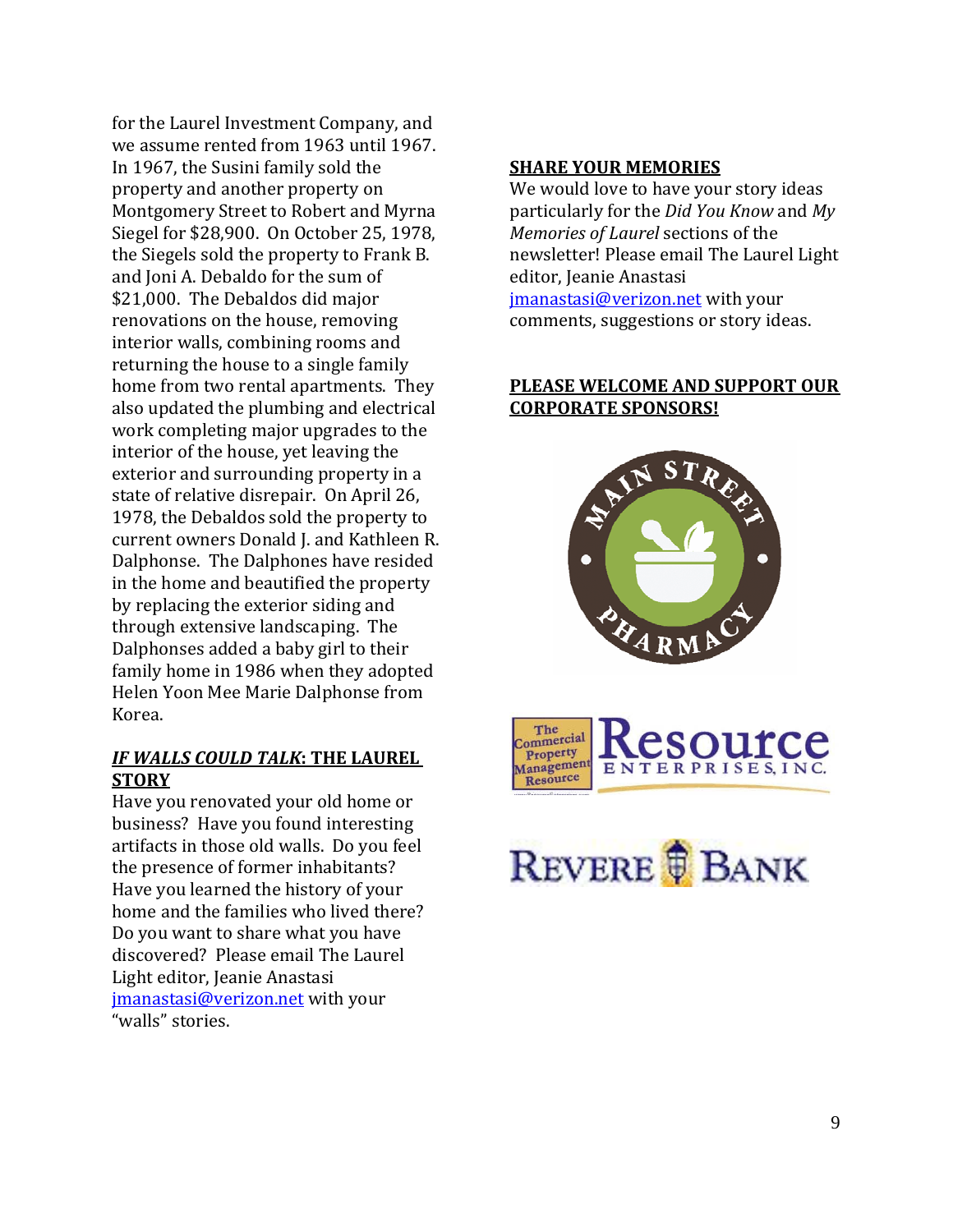for the Laurel Investment Company, and we assume rented from 1963 until 1967. In 1967, the Susini family sold the property and another property on Montgomery Street to Robert and Myrna Siegel for $28,900. On October 25, 1978, the Siegels sold the property to Frank B. and Joni A. Debaldo for the sum of $21,000. The Debaldos did major renovations on the house, removing interior walls, combining rooms and returning the house to a single family home from two rental apartments. They also updated the plumbing and electrical work completing major upgrades to the interior of the house, yet leaving the exterior and surrounding property in a state of relative disrepair. On April 26, 1978, the Debaldos sold the property to current owners Donald J. and Kathleen R. Dalphonse. The Dalphones have resided in the home and beautified the property by replacing the exterior siding and through extensive landscaping. The Dalphonses added a baby girl to their family home in 1986 when they adopted Helen Yoon Mee Marie Dalphonse from Korea.

## *IF WALLS COULD TALK*: THE LAUREL STORY

Have you renovated your old home or business? Have you found interesting artifacts in those old walls. Do you feel the presence of former inhabitants? Have you learned the history of your home and the families who lived there? Do you want to share what you have discovered? Please email The Laurel Light editor, Jeanie Anastasi jmanastasi@verizon.net with your "walls" stories.

## SHARE YOUR MEMORIES

We would love to have your story ideas particularly for the *Did You Know* and *My Memories of Laurel* sections of the newsletter! Please email The Laurel Light editor, Jeanie Anastasi jmanastasi@verizon.net with your comments, suggestions or story ideas.

## PLEASE WELCOME AND SUPPORT OUR CORPORATE SPONSORS!

Main Street Pharmacy

The Commercial Property Management Resource — Resource Enterprises, Inc.

Revere Bank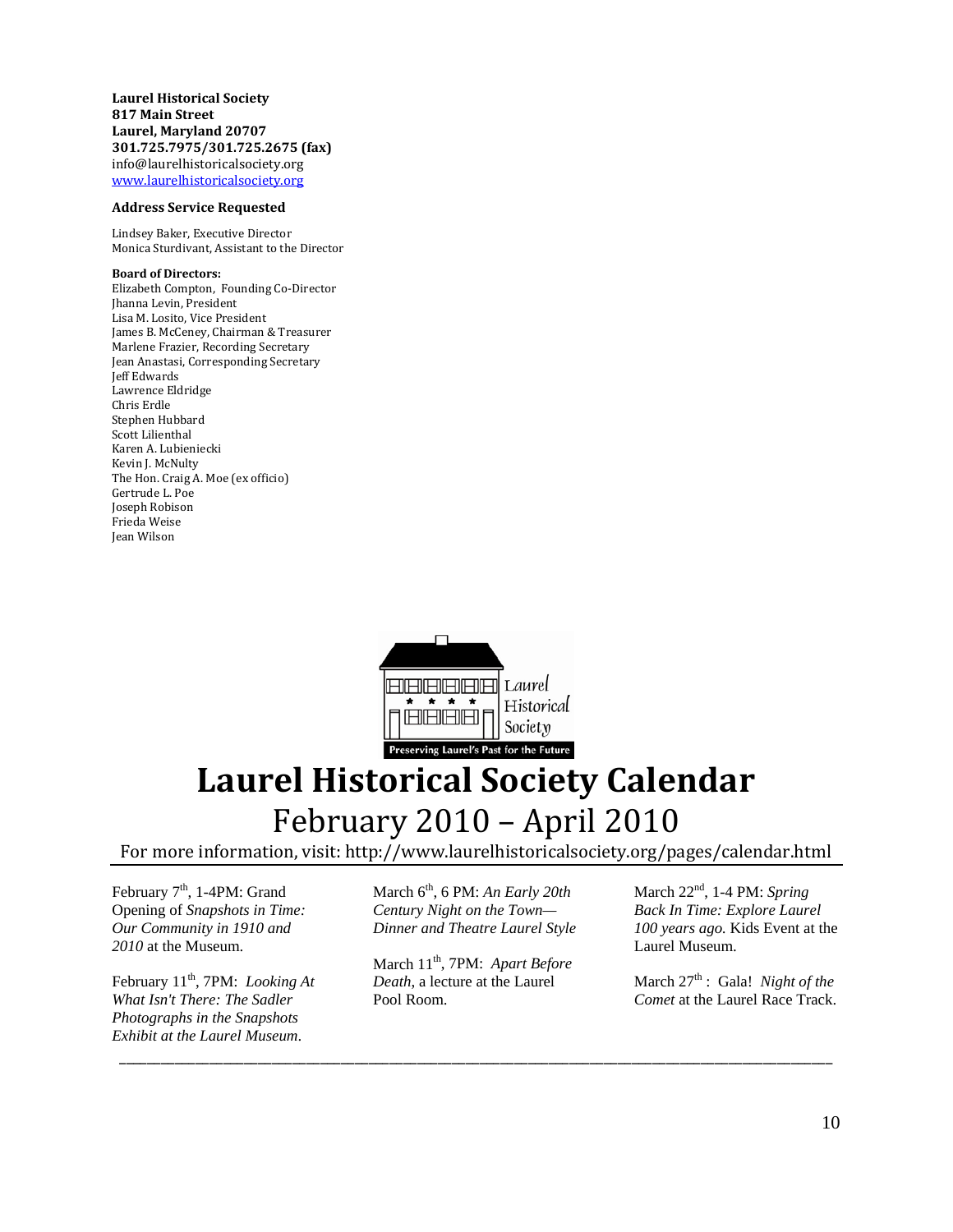**Laurel Historical Society**
**817 Main Street**
**Laurel, Maryland 20707**
**301.725.7975/301.725.2675 (fax)**
info@laurelhistoricalsociety.org
www.laurelhistoricalsociety.org

**Address Service Requested**

Lindsey Baker, Executive Director
Monica Sturdivant, Assistant to the Director

**Board of Directors:**
Elizabeth Compton, Founding Co-Director
Jhanna Levin, President
Lisa M. Losito, Vice President
James B. McCeney, Chairman & Treasurer
Marlene Frazier, Recording Secretary
Jean Anastasi, Corresponding Secretary
Jeff Edwards
Lawrence Eldridge
Chris Erdle
Stephen Hubbard
Scott Lilienthal
Karen A. Lubieniecki
Kevin J. McNulty
The Hon. Craig A. Moe (ex officio)
Gertrude L. Poe
Joseph Robison
Frieda Weise
Jean Wilson

Laurel Historical Society
Preserving Laurel's Past for the Future

# Laurel Historical Society Calendar

## February 2010 – April 2010

For more information, visit: http://www.laurelhistoricalsociety.org/pages/calendar.html

February 7th, 1-4PM: Grand Opening of *Snapshots in Time: Our Community in 1910 and 2010* at the Museum.

February 11th, 7PM: *Looking At What Isn't There: The Sadler Photographs in the Snapshots Exhibit at the Laurel Museum*.

March 6th, 6 PM: *An Early 20th Century Night on the Town—Dinner and Theatre Laurel Style*

March 11th, 7PM: *Apart Before Death*, a lecture at the Laurel Pool Room.

March 22nd, 1-4 PM: *Spring Back In Time: Explore Laurel 100 years ago.* Kids Event at the Laurel Museum.

March 27th: Gala! *Night of the Comet* at the Laurel Race Track.